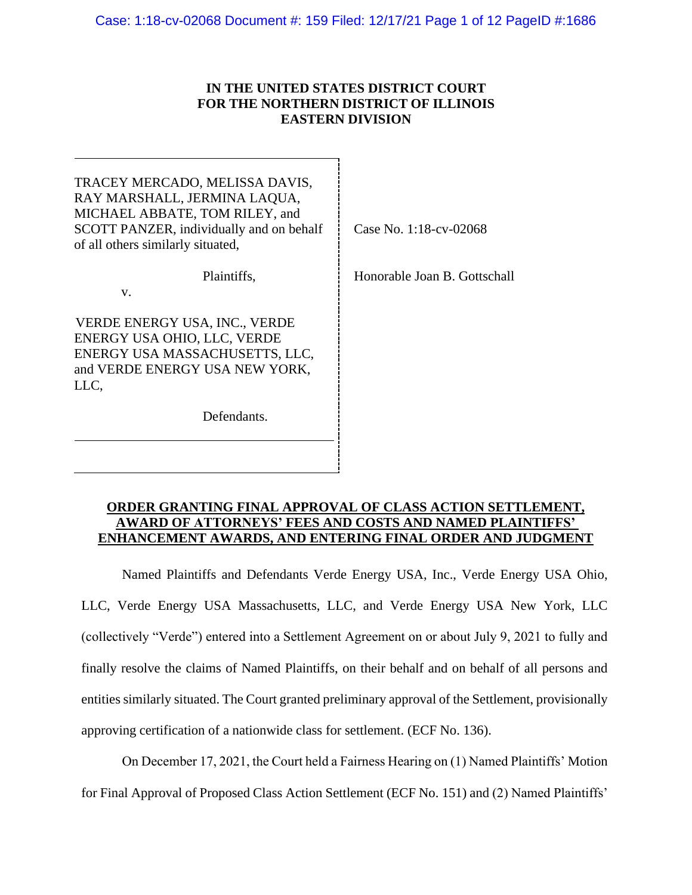**IN THE UNITED STATES DISTRICT COURT**
**FOR THE NORTHERN DISTRICT OF ILLINOIS**
**EASTERN DIVISION**

| | |
|---|---|
| TRACEY MERCADO, MELISSA DAVIS, RAY MARSHALL, JERMINA LAQUA, MICHAEL ABBATE, TOM RILEY, and SCOTT PANZER, individually and on behalf of all others similarly situated, | Case No. 1:18-cv-02068 |
| Plaintiffs, | Honorable Joan B. Gottschall |
| v. | |
| VERDE ENERGY USA, INC., VERDE ENERGY USA OHIO, LLC, VERDE ENERGY USA MASSACHUSETTS, LLC, and VERDE ENERGY USA NEW YORK, LLC, | |
| Defendants. | |

**ORDER GRANTING FINAL APPROVAL OF CLASS ACTION SETTLEMENT, AWARD OF ATTORNEYS' FEES AND COSTS AND NAMED PLAINTIFFS' ENHANCEMENT AWARDS, AND ENTERING FINAL ORDER AND JUDGMENT**

Named Plaintiffs and Defendants Verde Energy USA, Inc., Verde Energy USA Ohio, LLC, Verde Energy USA Massachusetts, LLC, and Verde Energy USA New York, LLC (collectively "Verde") entered into a Settlement Agreement on or about July 9, 2021 to fully and finally resolve the claims of Named Plaintiffs, on their behalf and on behalf of all persons and entities similarly situated. The Court granted preliminary approval of the Settlement, provisionally approving certification of a nationwide class for settlement. (ECF No. 136).

On December 17, 2021, the Court held a Fairness Hearing on (1) Named Plaintiffs' Motion for Final Approval of Proposed Class Action Settlement (ECF No. 151) and (2) Named Plaintiffs'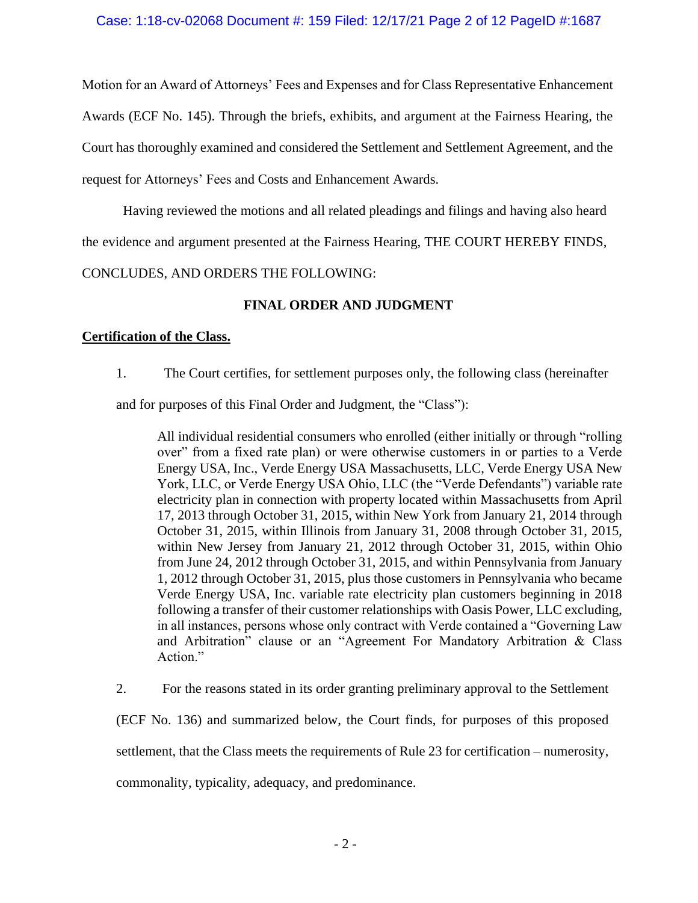Motion for an Award of Attorneys' Fees and Expenses and for Class Representative Enhancement Awards (ECF No. 145). Through the briefs, exhibits, and argument at the Fairness Hearing, the Court has thoroughly examined and considered the Settlement and Settlement Agreement, and the request for Attorneys' Fees and Costs and Enhancement Awards.

Having reviewed the motions and all related pleadings and filings and having also heard the evidence and argument presented at the Fairness Hearing, THE COURT HEREBY FINDS, CONCLUDES, AND ORDERS THE FOLLOWING:

## FINAL ORDER AND JUDGMENT

**Certification of the Class.**

1. The Court certifies, for settlement purposes only, the following class (hereinafter and for purposes of this Final Order and Judgment, the "Class"):

> All individual residential consumers who enrolled (either initially or through "rolling over" from a fixed rate plan) or were otherwise customers in or parties to a Verde Energy USA, Inc., Verde Energy USA Massachusetts, LLC, Verde Energy USA New York, LLC, or Verde Energy USA Ohio, LLC (the "Verde Defendants") variable rate electricity plan in connection with property located within Massachusetts from April 17, 2013 through October 31, 2015, within New York from January 21, 2014 through October 31, 2015, within Illinois from January 31, 2008 through October 31, 2015, within New Jersey from January 21, 2012 through October 31, 2015, within Ohio from June 24, 2012 through October 31, 2015, and within Pennsylvania from January 1, 2012 through October 31, 2015, plus those customers in Pennsylvania who became Verde Energy USA, Inc. variable rate electricity plan customers beginning in 2018 following a transfer of their customer relationships with Oasis Power, LLC excluding, in all instances, persons whose only contract with Verde contained a "Governing Law and Arbitration" clause or an "Agreement For Mandatory Arbitration & Class Action."

2. For the reasons stated in its order granting preliminary approval to the Settlement (ECF No. 136) and summarized below, the Court finds, for purposes of this proposed settlement, that the Class meets the requirements of Rule 23 for certification – numerosity, commonality, typicality, adequacy, and predominance.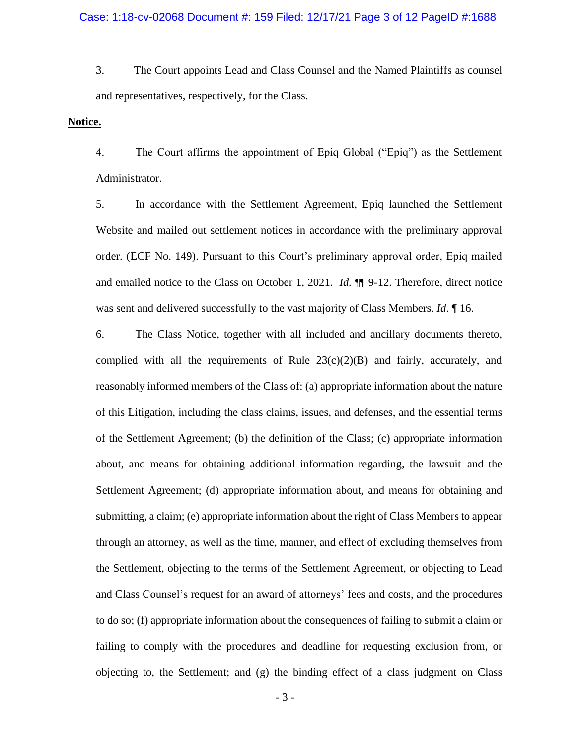3. The Court appoints Lead and Class Counsel and the Named Plaintiffs as counsel and representatives, respectively, for the Class.

**<u>Notice.</u>**

4. The Court affirms the appointment of Epiq Global ("Epiq") as the Settlement Administrator.

5. In accordance with the Settlement Agreement, Epiq launched the Settlement Website and mailed out settlement notices in accordance with the preliminary approval order. (ECF No. 149). Pursuant to this Court's preliminary approval order, Epiq mailed and emailed notice to the Class on October 1, 2021. *Id.* ¶¶ 9-12. Therefore, direct notice was sent and delivered successfully to the vast majority of Class Members. *Id*. ¶ 16.

6. The Class Notice, together with all included and ancillary documents thereto, complied with all the requirements of Rule 23(c)(2)(B) and fairly, accurately, and reasonably informed members of the Class of: (a) appropriate information about the nature of this Litigation, including the class claims, issues, and defenses, and the essential terms of the Settlement Agreement; (b) the definition of the Class; (c) appropriate information about, and means for obtaining additional information regarding, the lawsuit and the Settlement Agreement; (d) appropriate information about, and means for obtaining and submitting, a claim; (e) appropriate information about the right of Class Members to appear through an attorney, as well as the time, manner, and effect of excluding themselves from the Settlement, objecting to the terms of the Settlement Agreement, or objecting to Lead and Class Counsel's request for an award of attorneys' fees and costs, and the procedures to do so; (f) appropriate information about the consequences of failing to submit a claim or failing to comply with the procedures and deadline for requesting exclusion from, or objecting to, the Settlement; and (g) the binding effect of a class judgment on Class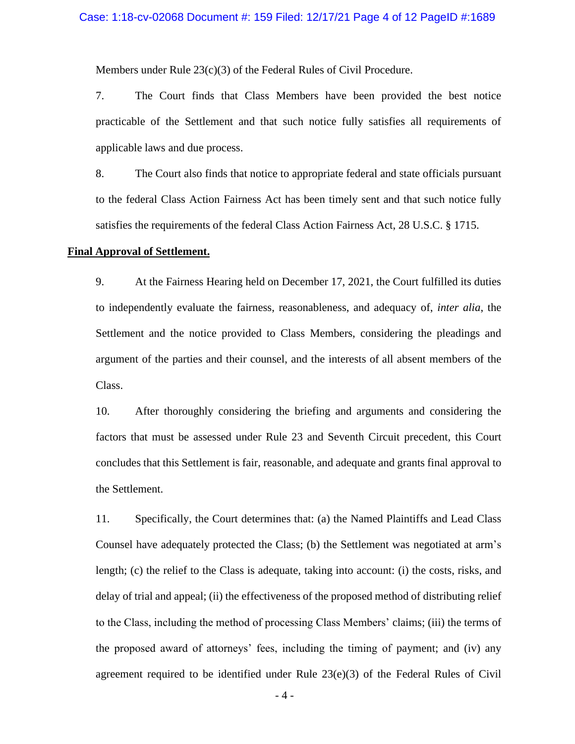Members under Rule 23(c)(3) of the Federal Rules of Civil Procedure.

7. The Court finds that Class Members have been provided the best notice practicable of the Settlement and that such notice fully satisfies all requirements of applicable laws and due process.

8. The Court also finds that notice to appropriate federal and state officials pursuant to the federal Class Action Fairness Act has been timely sent and that such notice fully satisfies the requirements of the federal Class Action Fairness Act, 28 U.S.C. § 1715.

**Final Approval of Settlement.**

9. At the Fairness Hearing held on December 17, 2021, the Court fulfilled its duties to independently evaluate the fairness, reasonableness, and adequacy of, *inter alia*, the Settlement and the notice provided to Class Members, considering the pleadings and argument of the parties and their counsel, and the interests of all absent members of the Class.

10. After thoroughly considering the briefing and arguments and considering the factors that must be assessed under Rule 23 and Seventh Circuit precedent, this Court concludes that this Settlement is fair, reasonable, and adequate and grants final approval to the Settlement.

11. Specifically, the Court determines that: (a) the Named Plaintiffs and Lead Class Counsel have adequately protected the Class; (b) the Settlement was negotiated at arm's length; (c) the relief to the Class is adequate, taking into account: (i) the costs, risks, and delay of trial and appeal; (ii) the effectiveness of the proposed method of distributing relief to the Class, including the method of processing Class Members' claims; (iii) the terms of the proposed award of attorneys' fees, including the timing of payment; and (iv) any agreement required to be identified under Rule 23(e)(3) of the Federal Rules of Civil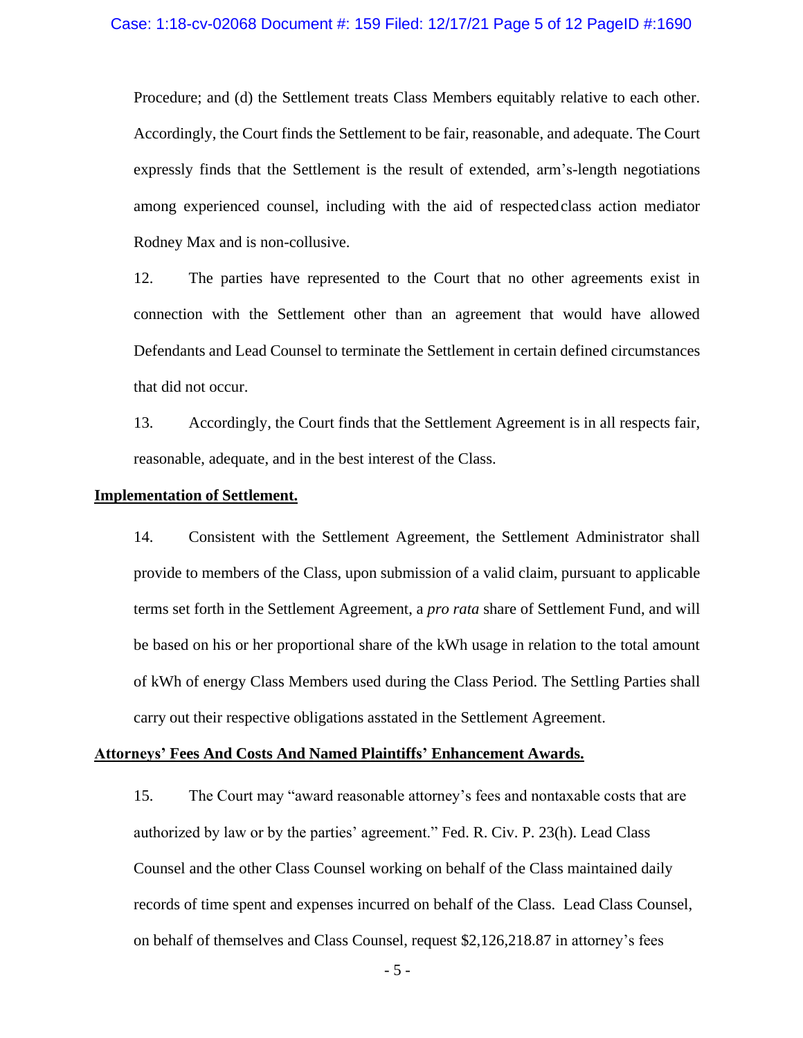Procedure; and (d) the Settlement treats Class Members equitably relative to each other. Accordingly, the Court finds the Settlement to be fair, reasonable, and adequate. The Court expressly finds that the Settlement is the result of extended, arm's-length negotiations among experienced counsel, including with the aid of respected class action mediator Rodney Max and is non-collusive.

12. The parties have represented to the Court that no other agreements exist in connection with the Settlement other than an agreement that would have allowed Defendants and Lead Counsel to terminate the Settlement in certain defined circumstances that did not occur.

13. Accordingly, the Court finds that the Settlement Agreement is in all respects fair, reasonable, adequate, and in the best interest of the Class.

**Implementation of Settlement.**

14. Consistent with the Settlement Agreement, the Settlement Administrator shall provide to members of the Class, upon submission of a valid claim, pursuant to applicable terms set forth in the Settlement Agreement, a *pro rata* share of Settlement Fund, and will be based on his or her proportional share of the kWh usage in relation to the total amount of kWh of energy Class Members used during the Class Period. The Settling Parties shall carry out their respective obligations asstated in the Settlement Agreement.

**Attorneys' Fees And Costs And Named Plaintiffs' Enhancement Awards.**

15. The Court may "award reasonable attorney's fees and nontaxable costs that are authorized by law or by the parties' agreement." Fed. R. Civ. P. 23(h). Lead Class Counsel and the other Class Counsel working on behalf of the Class maintained daily records of time spent and expenses incurred on behalf of the Class. Lead Class Counsel, on behalf of themselves and Class Counsel, request $2,126,218.87 in attorney's fees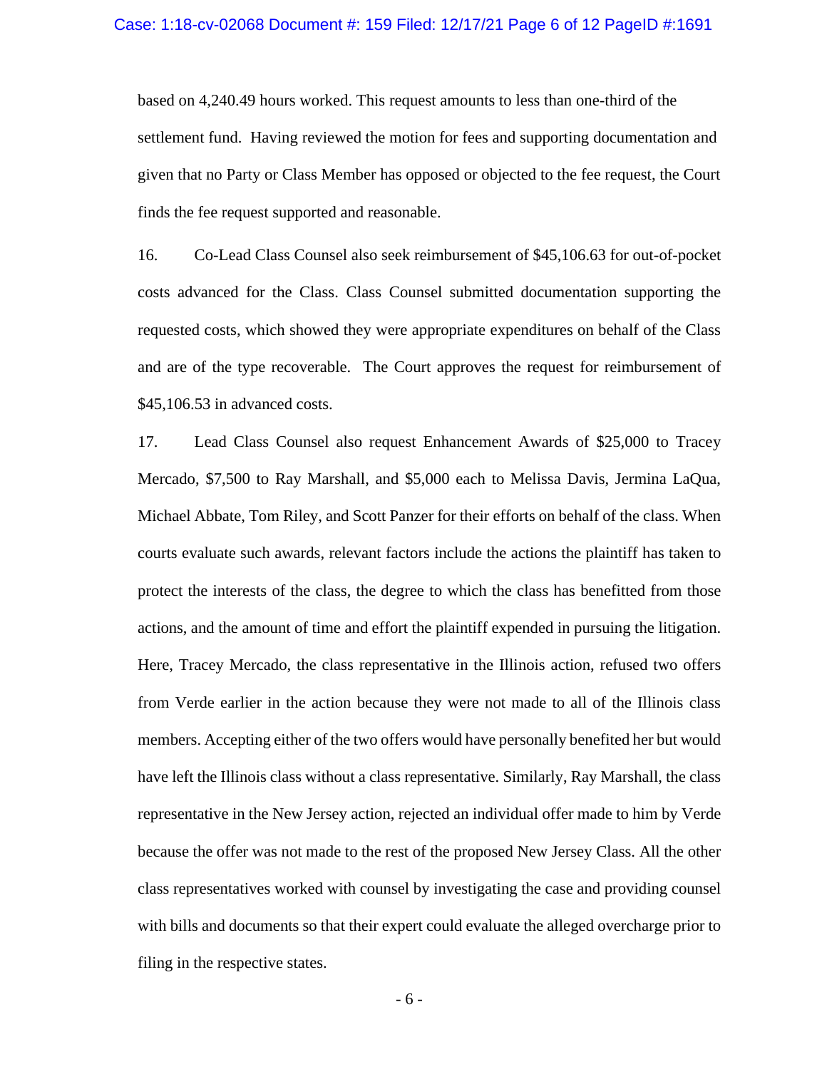based on 4,240.49 hours worked. This request amounts to less than one-third of the settlement fund. Having reviewed the motion for fees and supporting documentation and given that no Party or Class Member has opposed or objected to the fee request, the Court finds the fee request supported and reasonable.

16. Co-Lead Class Counsel also seek reimbursement of $45,106.63 for out-of-pocket costs advanced for the Class. Class Counsel submitted documentation supporting the requested costs, which showed they were appropriate expenditures on behalf of the Class and are of the type recoverable. The Court approves the request for reimbursement of $45,106.53 in advanced costs.

17. Lead Class Counsel also request Enhancement Awards of $25,000 to Tracey Mercado, $7,500 to Ray Marshall, and $5,000 each to Melissa Davis, Jermina LaQua, Michael Abbate, Tom Riley, and Scott Panzer for their efforts on behalf of the class. When courts evaluate such awards, relevant factors include the actions the plaintiff has taken to protect the interests of the class, the degree to which the class has benefitted from those actions, and the amount of time and effort the plaintiff expended in pursuing the litigation. Here, Tracey Mercado, the class representative in the Illinois action, refused two offers from Verde earlier in the action because they were not made to all of the Illinois class members. Accepting either of the two offers would have personally benefited her but would have left the Illinois class without a class representative. Similarly, Ray Marshall, the class representative in the New Jersey action, rejected an individual offer made to him by Verde because the offer was not made to the rest of the proposed New Jersey Class. All the other class representatives worked with counsel by investigating the case and providing counsel with bills and documents so that their expert could evaluate the alleged overcharge prior to filing in the respective states.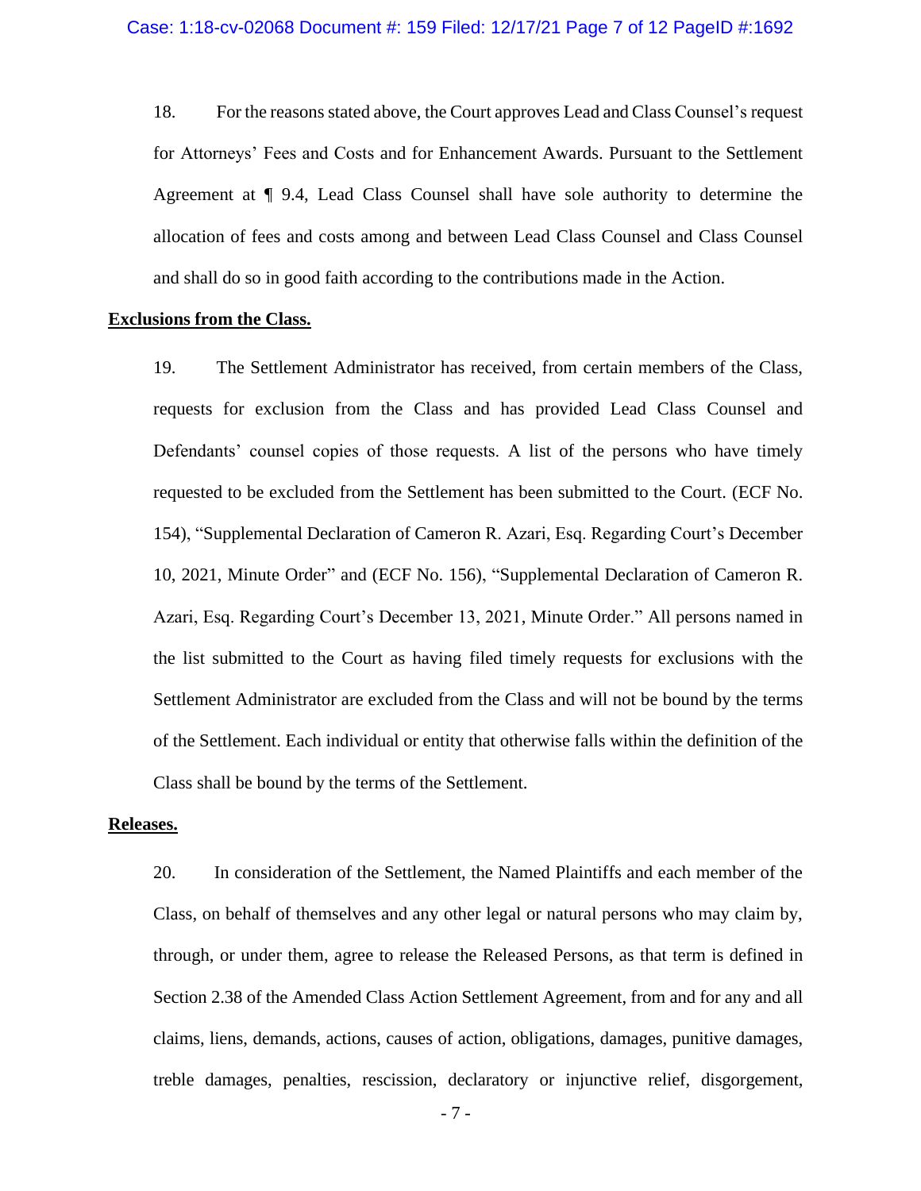18. For the reasons stated above, the Court approves Lead and Class Counsel's request for Attorneys' Fees and Costs and for Enhancement Awards. Pursuant to the Settlement Agreement at ¶ 9.4, Lead Class Counsel shall have sole authority to determine the allocation of fees and costs among and between Lead Class Counsel and Class Counsel and shall do so in good faith according to the contributions made in the Action.

**Exclusions from the Class.**

19. The Settlement Administrator has received, from certain members of the Class, requests for exclusion from the Class and has provided Lead Class Counsel and Defendants' counsel copies of those requests. A list of the persons who have timely requested to be excluded from the Settlement has been submitted to the Court. (ECF No. 154), "Supplemental Declaration of Cameron R. Azari, Esq. Regarding Court's December 10, 2021, Minute Order" and (ECF No. 156), "Supplemental Declaration of Cameron R. Azari, Esq. Regarding Court's December 13, 2021, Minute Order." All persons named in the list submitted to the Court as having filed timely requests for exclusions with the Settlement Administrator are excluded from the Class and will not be bound by the terms of the Settlement. Each individual or entity that otherwise falls within the definition of the Class shall be bound by the terms of the Settlement.

**Releases.**

20. In consideration of the Settlement, the Named Plaintiffs and each member of the Class, on behalf of themselves and any other legal or natural persons who may claim by, through, or under them, agree to release the Released Persons, as that term is defined in Section 2.38 of the Amended Class Action Settlement Agreement, from and for any and all claims, liens, demands, actions, causes of action, obligations, damages, punitive damages, treble damages, penalties, rescission, declaratory or injunctive relief, disgorgement,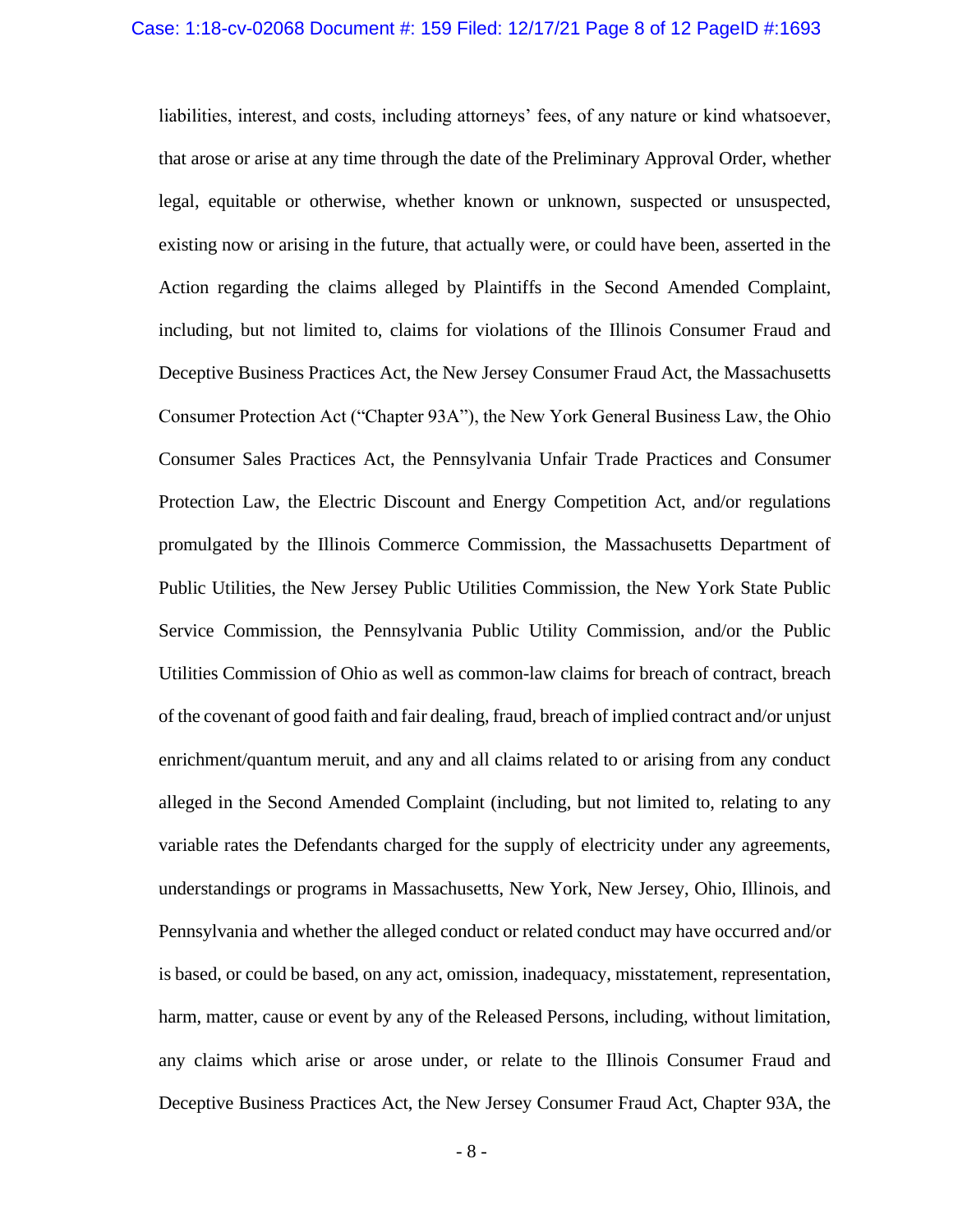liabilities, interest, and costs, including attorneys' fees, of any nature or kind whatsoever, that arose or arise at any time through the date of the Preliminary Approval Order, whether legal, equitable or otherwise, whether known or unknown, suspected or unsuspected, existing now or arising in the future, that actually were, or could have been, asserted in the Action regarding the claims alleged by Plaintiffs in the Second Amended Complaint, including, but not limited to, claims for violations of the Illinois Consumer Fraud and Deceptive Business Practices Act, the New Jersey Consumer Fraud Act, the Massachusetts Consumer Protection Act ("Chapter 93A"), the New York General Business Law, the Ohio Consumer Sales Practices Act, the Pennsylvania Unfair Trade Practices and Consumer Protection Law, the Electric Discount and Energy Competition Act, and/or regulations promulgated by the Illinois Commerce Commission, the Massachusetts Department of Public Utilities, the New Jersey Public Utilities Commission, the New York State Public Service Commission, the Pennsylvania Public Utility Commission, and/or the Public Utilities Commission of Ohio as well as common-law claims for breach of contract, breach of the covenant of good faith and fair dealing, fraud, breach of implied contract and/or unjust enrichment/quantum meruit, and any and all claims related to or arising from any conduct alleged in the Second Amended Complaint (including, but not limited to, relating to any variable rates the Defendants charged for the supply of electricity under any agreements, understandings or programs in Massachusetts, New York, New Jersey, Ohio, Illinois, and Pennsylvania and whether the alleged conduct or related conduct may have occurred and/or is based, or could be based, on any act, omission, inadequacy, misstatement, representation, harm, matter, cause or event by any of the Released Persons, including, without limitation, any claims which arise or arose under, or relate to the Illinois Consumer Fraud and Deceptive Business Practices Act, the New Jersey Consumer Fraud Act, Chapter 93A, the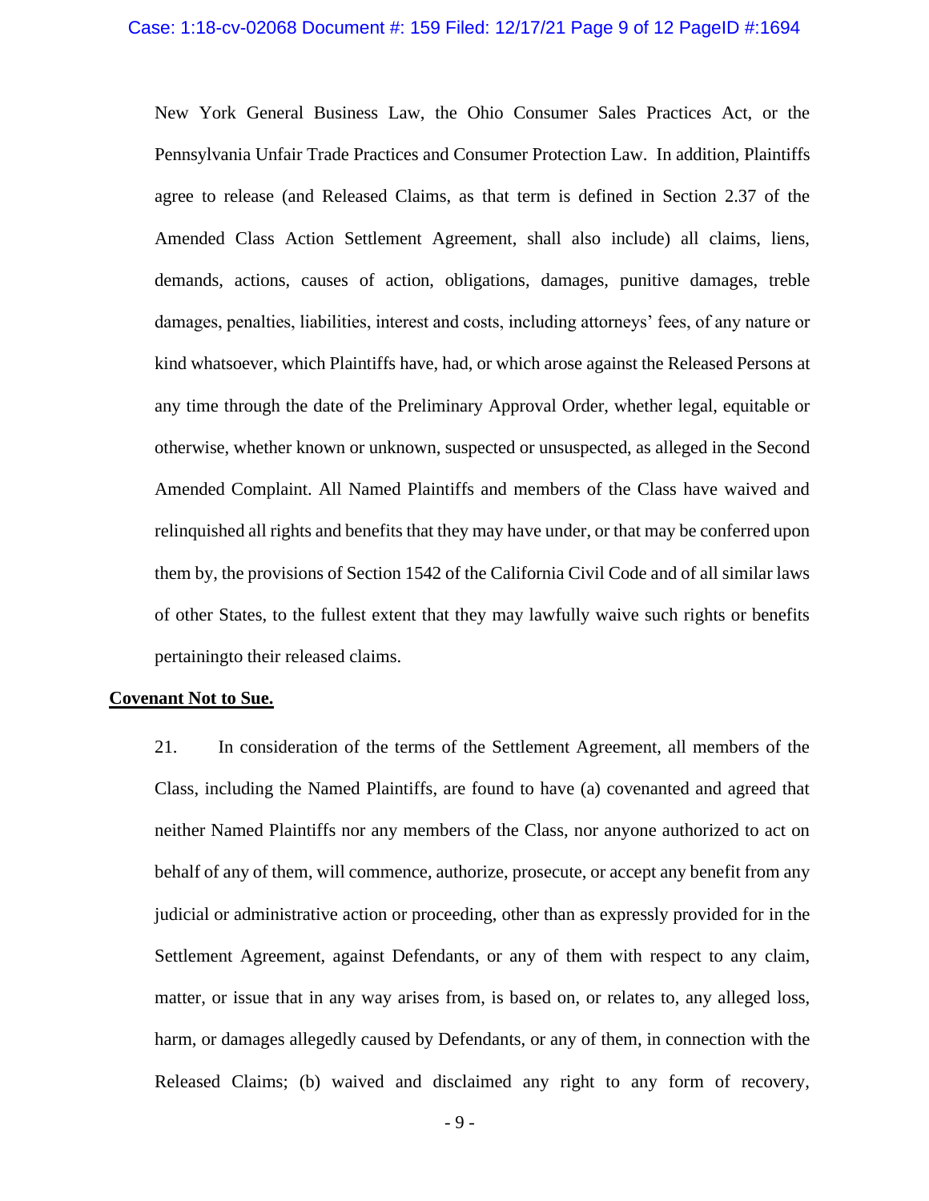New York General Business Law, the Ohio Consumer Sales Practices Act, or the Pennsylvania Unfair Trade Practices and Consumer Protection Law. In addition, Plaintiffs agree to release (and Released Claims, as that term is defined in Section 2.37 of the Amended Class Action Settlement Agreement, shall also include) all claims, liens, demands, actions, causes of action, obligations, damages, punitive damages, treble damages, penalties, liabilities, interest and costs, including attorneys' fees, of any nature or kind whatsoever, which Plaintiffs have, had, or which arose against the Released Persons at any time through the date of the Preliminary Approval Order, whether legal, equitable or otherwise, whether known or unknown, suspected or unsuspected, as alleged in the Second Amended Complaint. All Named Plaintiffs and members of the Class have waived and relinquished all rights and benefits that they may have under, or that may be conferred upon them by, the provisions of Section 1542 of the California Civil Code and of all similar laws of other States, to the fullest extent that they may lawfully waive such rights or benefits pertainingto their released claims.

**Covenant Not to Sue.**

21. In consideration of the terms of the Settlement Agreement, all members of the Class, including the Named Plaintiffs, are found to have (a) covenanted and agreed that neither Named Plaintiffs nor any members of the Class, nor anyone authorized to act on behalf of any of them, will commence, authorize, prosecute, or accept any benefit from any judicial or administrative action or proceeding, other than as expressly provided for in the Settlement Agreement, against Defendants, or any of them with respect to any claim, matter, or issue that in any way arises from, is based on, or relates to, any alleged loss, harm, or damages allegedly caused by Defendants, or any of them, in connection with the Released Claims; (b) waived and disclaimed any right to any form of recovery,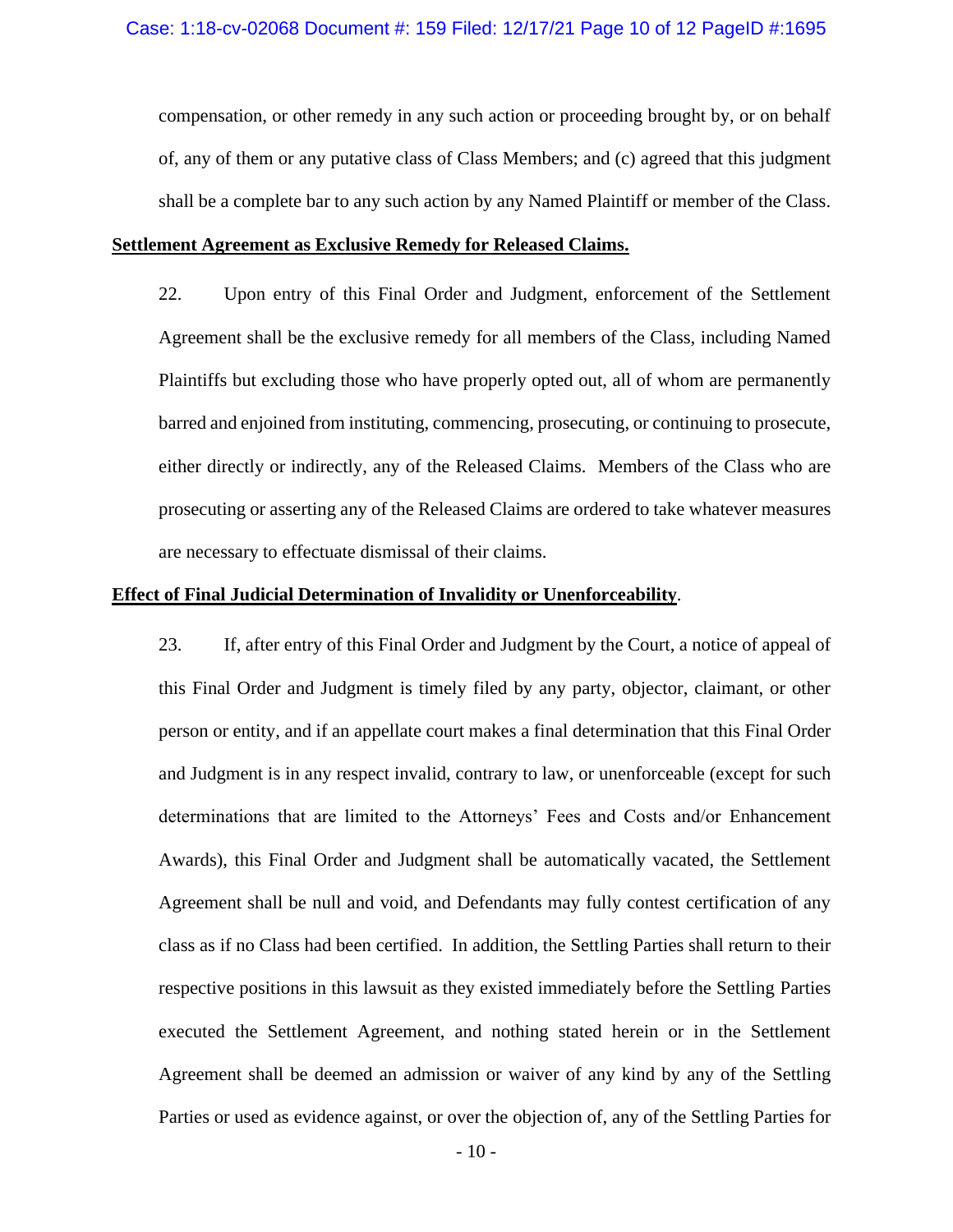compensation, or other remedy in any such action or proceeding brought by, or on behalf of, any of them or any putative class of Class Members; and (c) agreed that this judgment shall be a complete bar to any such action by any Named Plaintiff or member of the Class.

**Settlement Agreement as Exclusive Remedy for Released Claims.**

22. Upon entry of this Final Order and Judgment, enforcement of the Settlement Agreement shall be the exclusive remedy for all members of the Class, including Named Plaintiffs but excluding those who have properly opted out, all of whom are permanently barred and enjoined from instituting, commencing, prosecuting, or continuing to prosecute, either directly or indirectly, any of the Released Claims. Members of the Class who are prosecuting or asserting any of the Released Claims are ordered to take whatever measures are necessary to effectuate dismissal of their claims.

**Effect of Final Judicial Determination of Invalidity or Unenforceability**.

23. If, after entry of this Final Order and Judgment by the Court, a notice of appeal of this Final Order and Judgment is timely filed by any party, objector, claimant, or other person or entity, and if an appellate court makes a final determination that this Final Order and Judgment is in any respect invalid, contrary to law, or unenforceable (except for such determinations that are limited to the Attorneys' Fees and Costs and/or Enhancement Awards), this Final Order and Judgment shall be automatically vacated, the Settlement Agreement shall be null and void, and Defendants may fully contest certification of any class as if no Class had been certified. In addition, the Settling Parties shall return to their respective positions in this lawsuit as they existed immediately before the Settling Parties executed the Settlement Agreement, and nothing stated herein or in the Settlement Agreement shall be deemed an admission or waiver of any kind by any of the Settling Parties or used as evidence against, or over the objection of, any of the Settling Parties for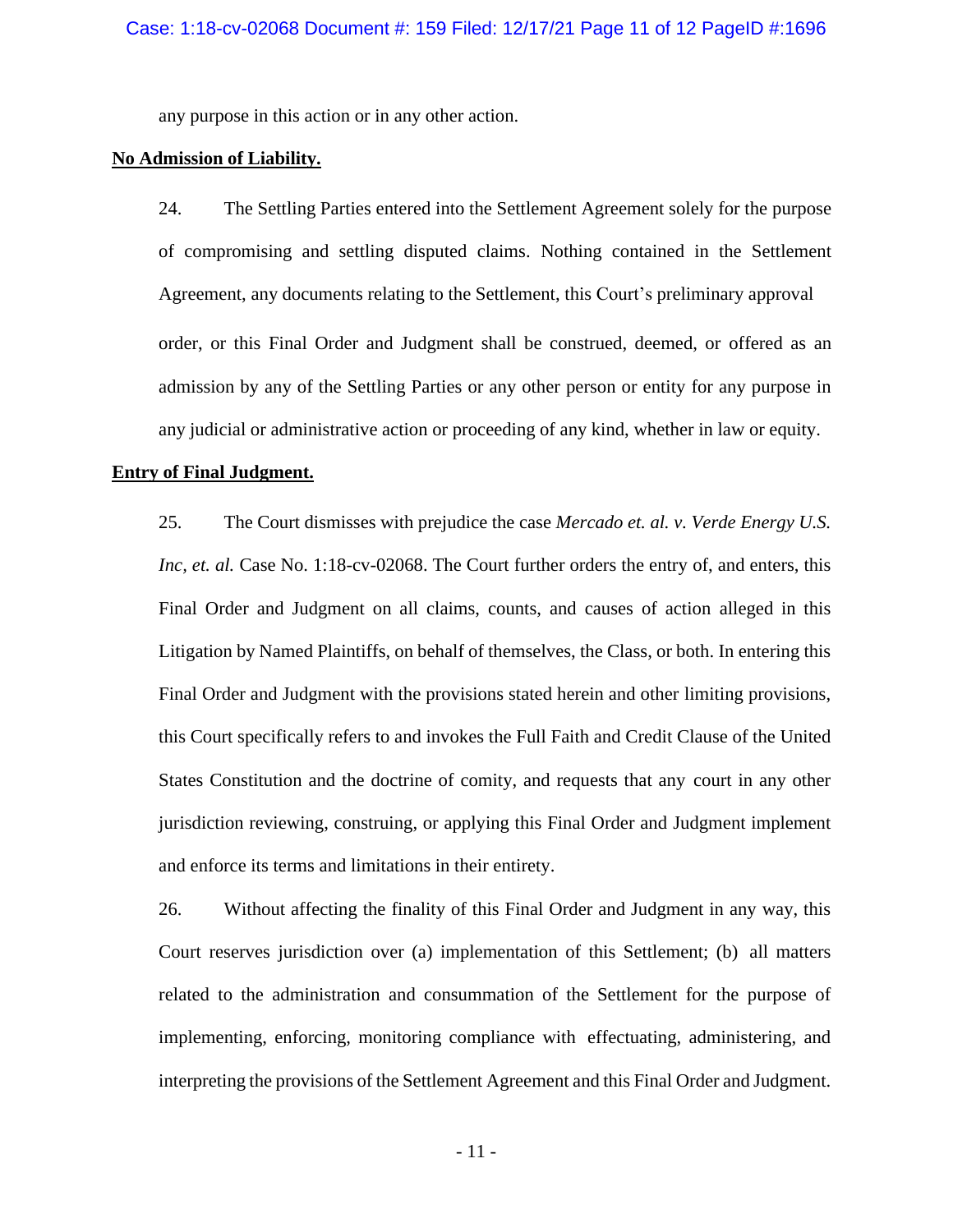any purpose in this action or in any other action.

**No Admission of Liability.**

24. The Settling Parties entered into the Settlement Agreement solely for the purpose of compromising and settling disputed claims. Nothing contained in the Settlement Agreement, any documents relating to the Settlement, this Court's preliminary approval order, or this Final Order and Judgment shall be construed, deemed, or offered as an admission by any of the Settling Parties or any other person or entity for any purpose in any judicial or administrative action or proceeding of any kind, whether in law or equity.

**Entry of Final Judgment.**

25. The Court dismisses with prejudice the case *Mercado et. al. v. Verde Energy U.S. Inc, et. al.* Case No. 1:18-cv-02068. The Court further orders the entry of, and enters, this Final Order and Judgment on all claims, counts, and causes of action alleged in this Litigation by Named Plaintiffs, on behalf of themselves, the Class, or both. In entering this Final Order and Judgment with the provisions stated herein and other limiting provisions, this Court specifically refers to and invokes the Full Faith and Credit Clause of the United States Constitution and the doctrine of comity, and requests that any court in any other jurisdiction reviewing, construing, or applying this Final Order and Judgment implement and enforce its terms and limitations in their entirety.

26. Without affecting the finality of this Final Order and Judgment in any way, this Court reserves jurisdiction over (a) implementation of this Settlement; (b) all matters related to the administration and consummation of the Settlement for the purpose of implementing, enforcing, monitoring compliance with effectuating, administering, and interpreting the provisions of the Settlement Agreement and this Final Order and Judgment.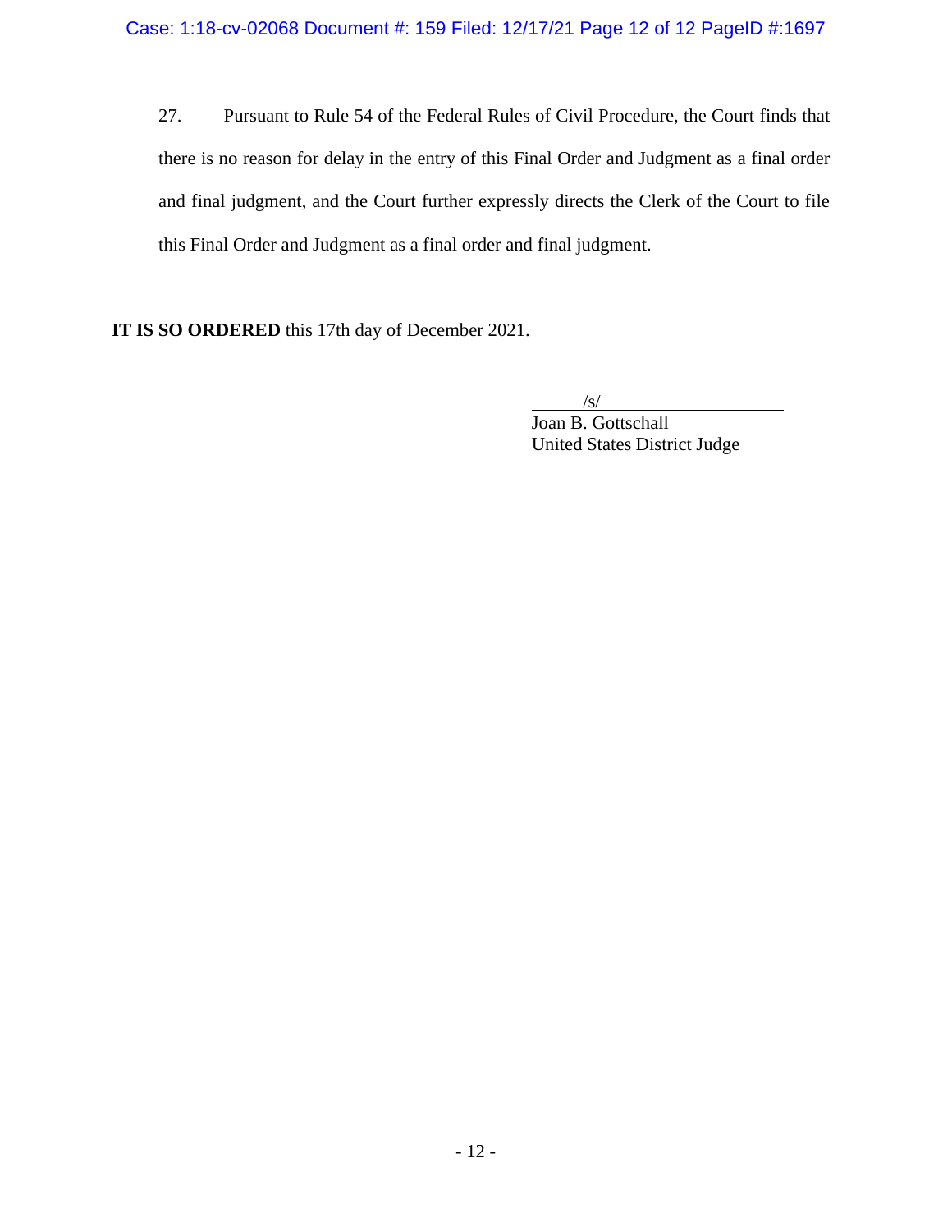27. Pursuant to Rule 54 of the Federal Rules of Civil Procedure, the Court finds that there is no reason for delay in the entry of this Final Order and Judgment as a final order and final judgment, and the Court further expressly directs the Clerk of the Court to file this Final Order and Judgment as a final order and final judgment.

**IT IS SO ORDERED** this 17th day of December 2021.

/s/
Joan B. Gottschall
United States District Judge